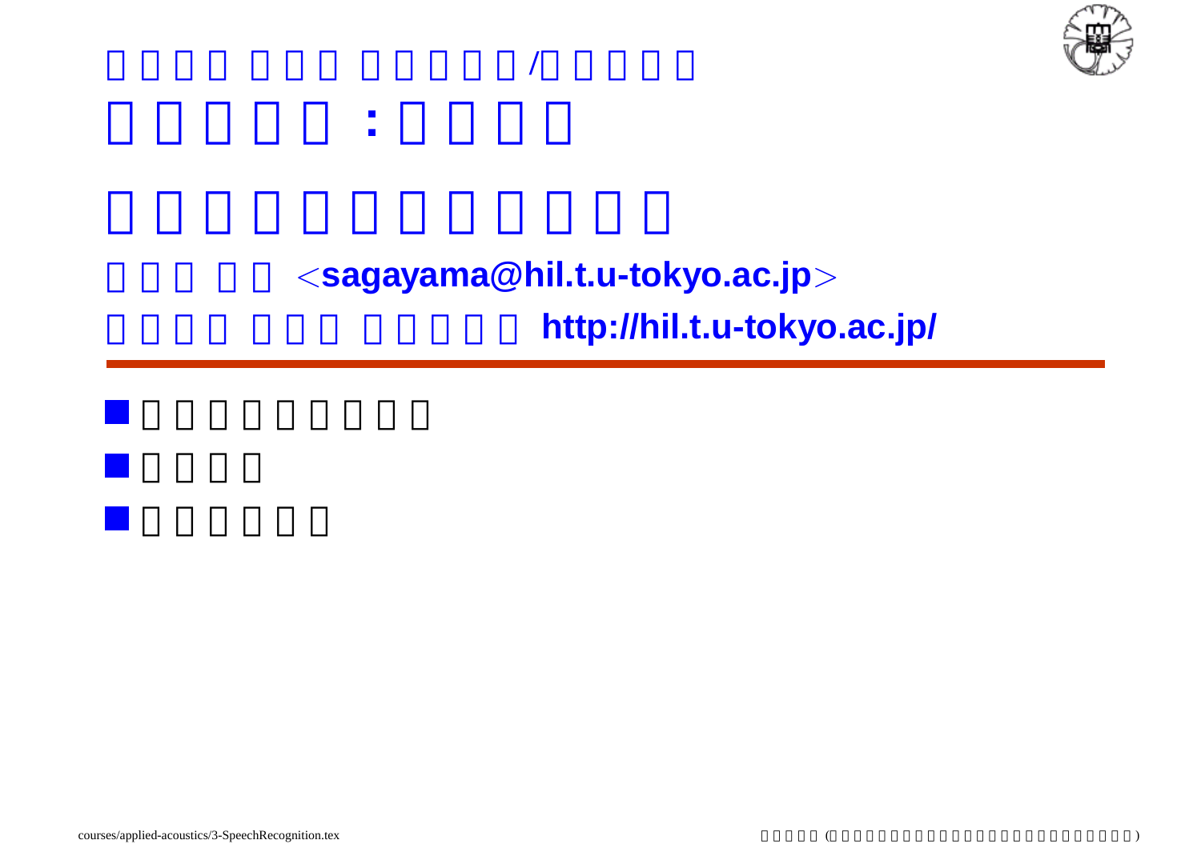/

:

<sagayama@hil.t.u-tokyo.ac.jp>

http://hil.t.u-tokyo.ac.jp/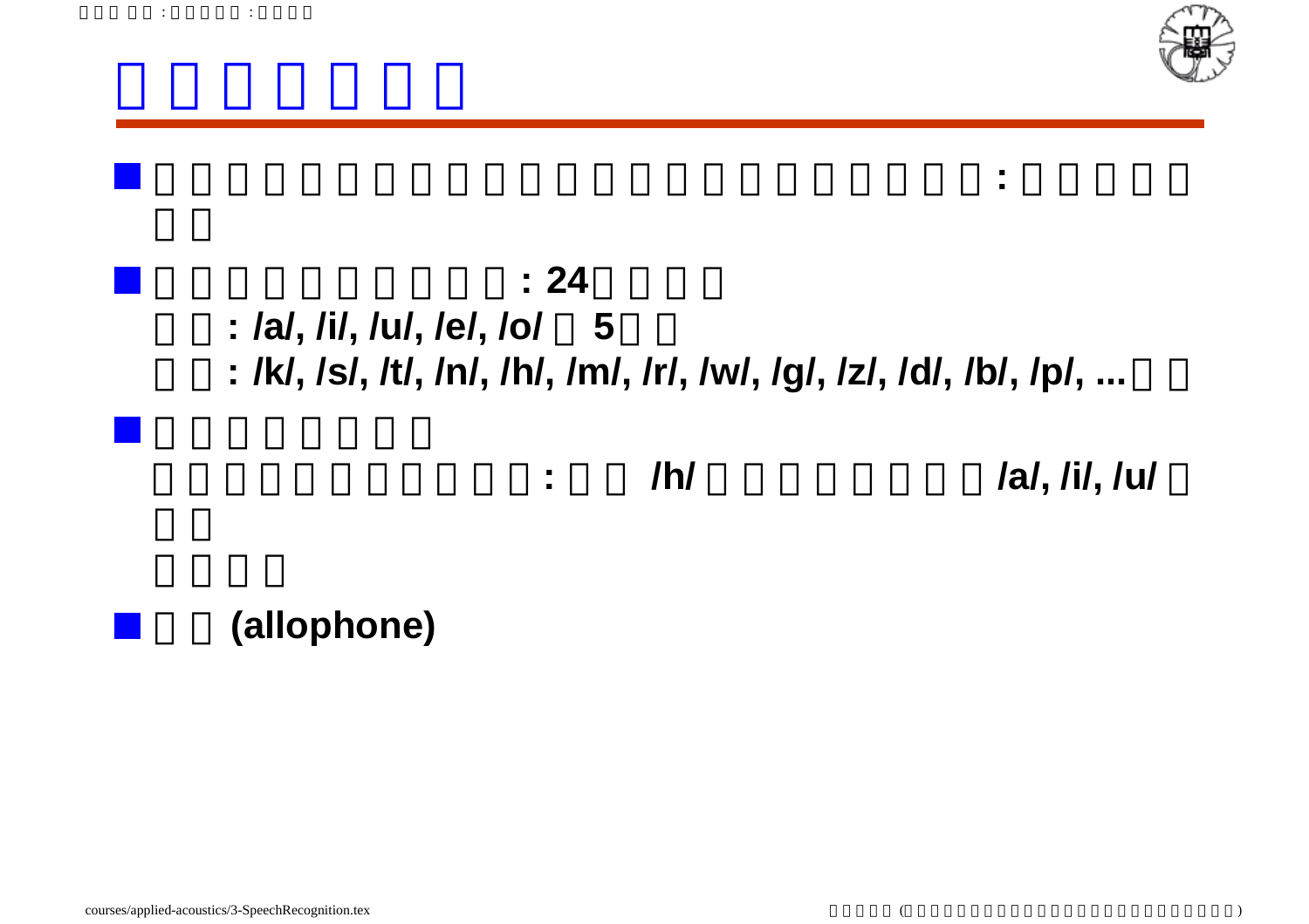- :
- : 24
  : /a/, /i/, /u/, /e/, /o/ 5
  : /k/, /s/, /t/, /n/, /h/, /m/, /r/, /w/, /g/, /z/, /d/, /b/, /p/, ...
- : /h/ /a/, /i/, /u/
- (allophone)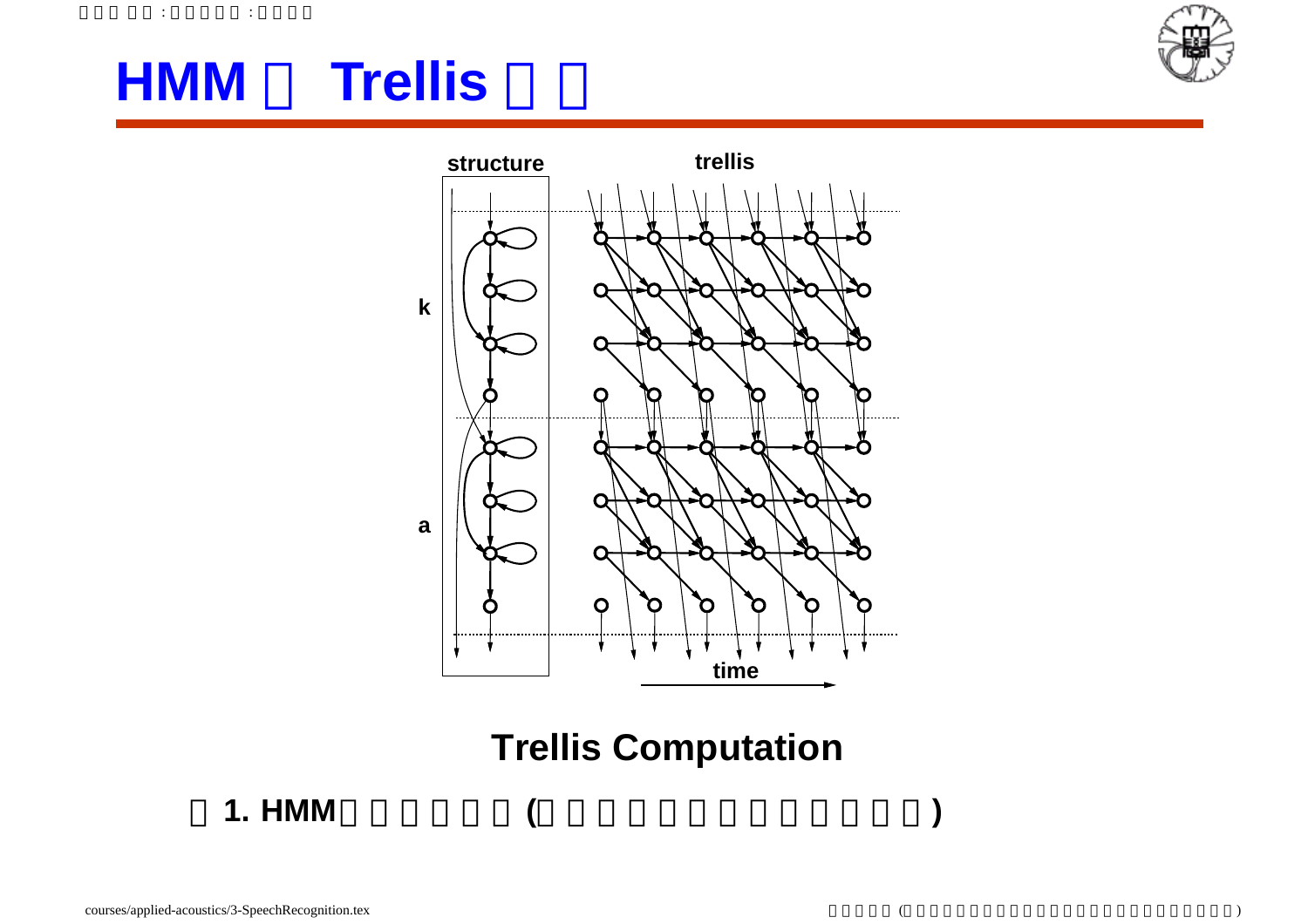# HMM Trellis

structure

trellis

k

a

time

**Trellis Computation**

**1. HMM ( )**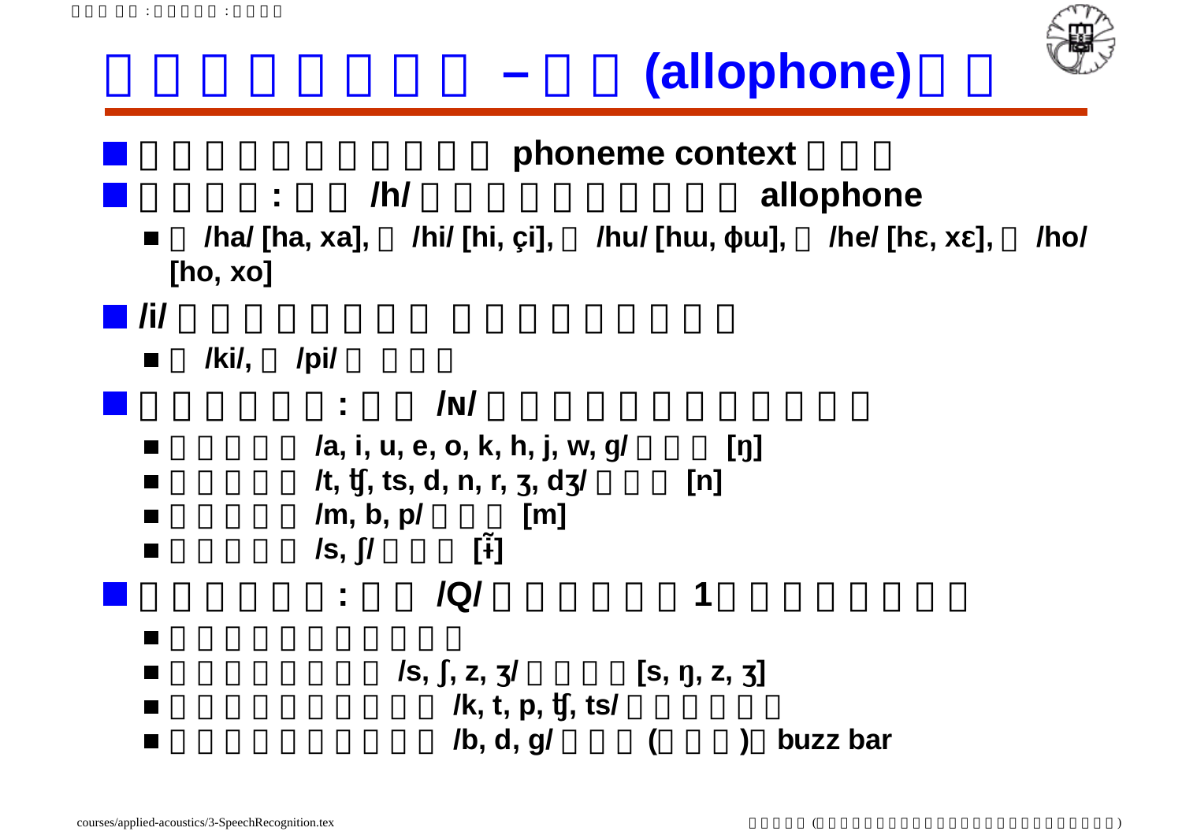# □□□□□□□□ – □□ (allophone)□□

- □□□□□□□□□□□□ phoneme context □□□
- □□□□□: □□ /h/ □□□□□□□□□□□ allophone
  - □ /ha/ [ha, xa], □ /hi/ [hi, çi], □ /hu/ [hɯ, ɸɯ], □ /he/ [hɛ, xɛ], □ /ho/ [ho, xo]
- /i/ □□□□□□□ □□□□□□□□
  - □ /ki/, □ /pi/ □□□□
- □□□□□□: □□ /ɴ/ □□□□□□□□□□□□□
  - □□□□□ /a, i, u, e, o, k, h, j, w, g/ □□□ [ŋ]
  - □□□□□ /t, ʧ, ts, d, n, r, ʒ, dʒ/ □□□ [n]
  - □□□□□ /m, b, p/ □□□ [m]
  - □□□□□ /s, ʃ/ □□□ [ɨ̃]
- □□□□□□: □□ /Q/ □□□□□□ 1 □□□□□□□□
  - □□□□□□□□□□□
  - □□□□□□□□□□ /s, ʃ, z, ʒ/ □□□□ [s, ŋ, z, ʒ]
  - □□□□□□□□□□□□□ /k, t, p, ʧ, ts/ □□□□□□
  - □□□□□□□□□□□□ /b, d, g/ □□□ (□□□) □ buzz bar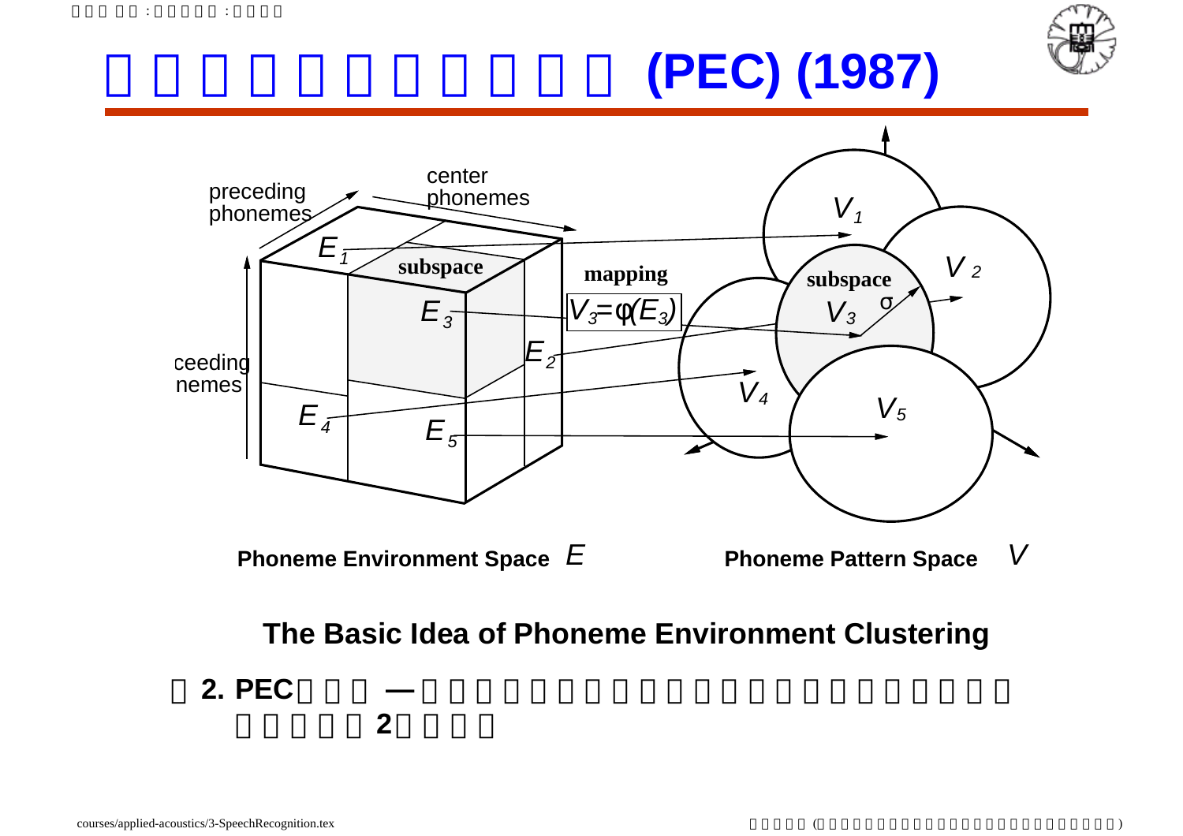# (PEC) (1987)

preceding phonemes

center phonemes

ceeding nemes

$E_1$ subspace $E_3$ $E_2$ $E_4$ $E_5$

mapping

$V_3 = \varphi(E_3)$

$V_1$ $V_2$ subspace $V_3$ σ $V_4$ $V_5$

**Phoneme Environment Space** $E$ **Phoneme Pattern Space** $V$

**The Basic Idea of Phoneme Environment Clustering**

**2. PEC —**

**2**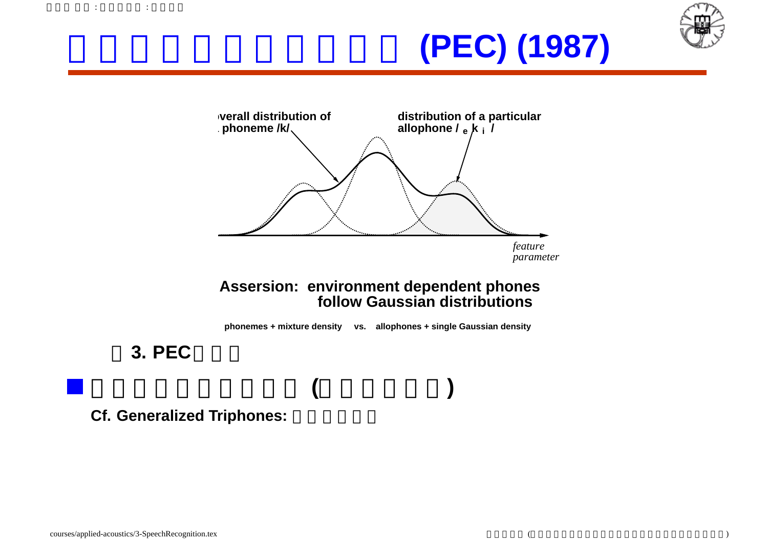# (PEC) (1987)

overall distribution of phoneme /k/

distribution of a particular allophone / $_e$ k $_i$ /

*feature parameter*

**Assersion: environment dependent phones follow Gaussian distributions**

**phonemes + mixture density vs. allophones + single Gaussian density**

**3. PEC**

- ( )

**Cf. Generalized Triphones:**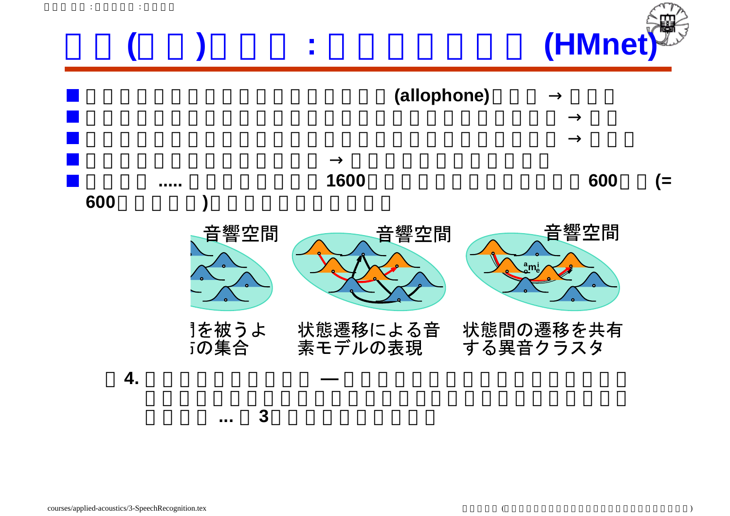# ( ) : (HMnet)

- (allophone) →
- →
- →
- →
- ..... 1600 600 (= 600 )

音響空間 音響空間 音響空間

]を被うよ の集合

状態遷移による音素モデルの表現

状態間の遷移を共有する異音クラスタ

4. — ... 3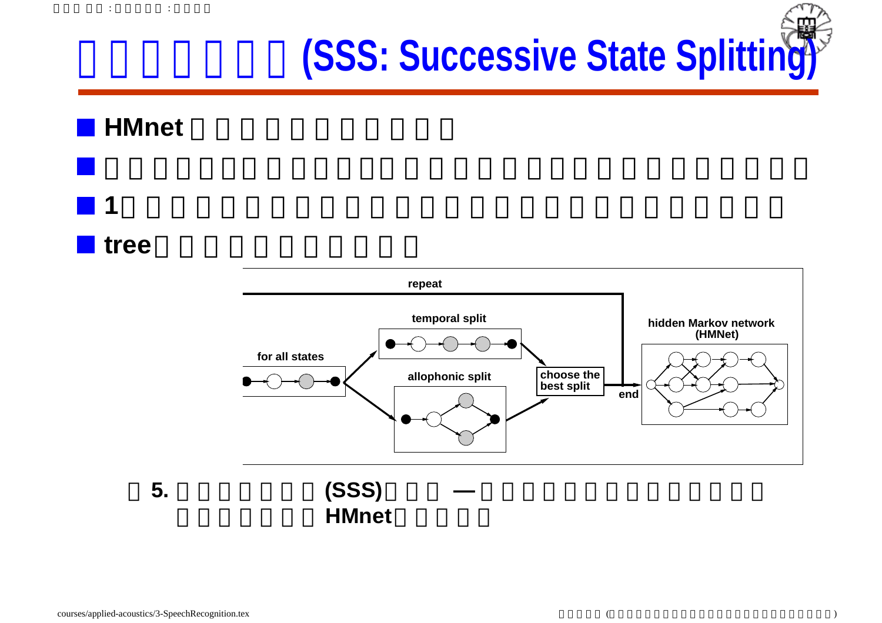# (SSS: Successive State Splitting)

- HMnet
- 
- 1
- tree

repeat

temporal split

for all states

allophonic split

choose the best split

end

hidden Markov network (HMNet)

5. (SSS) — HMnet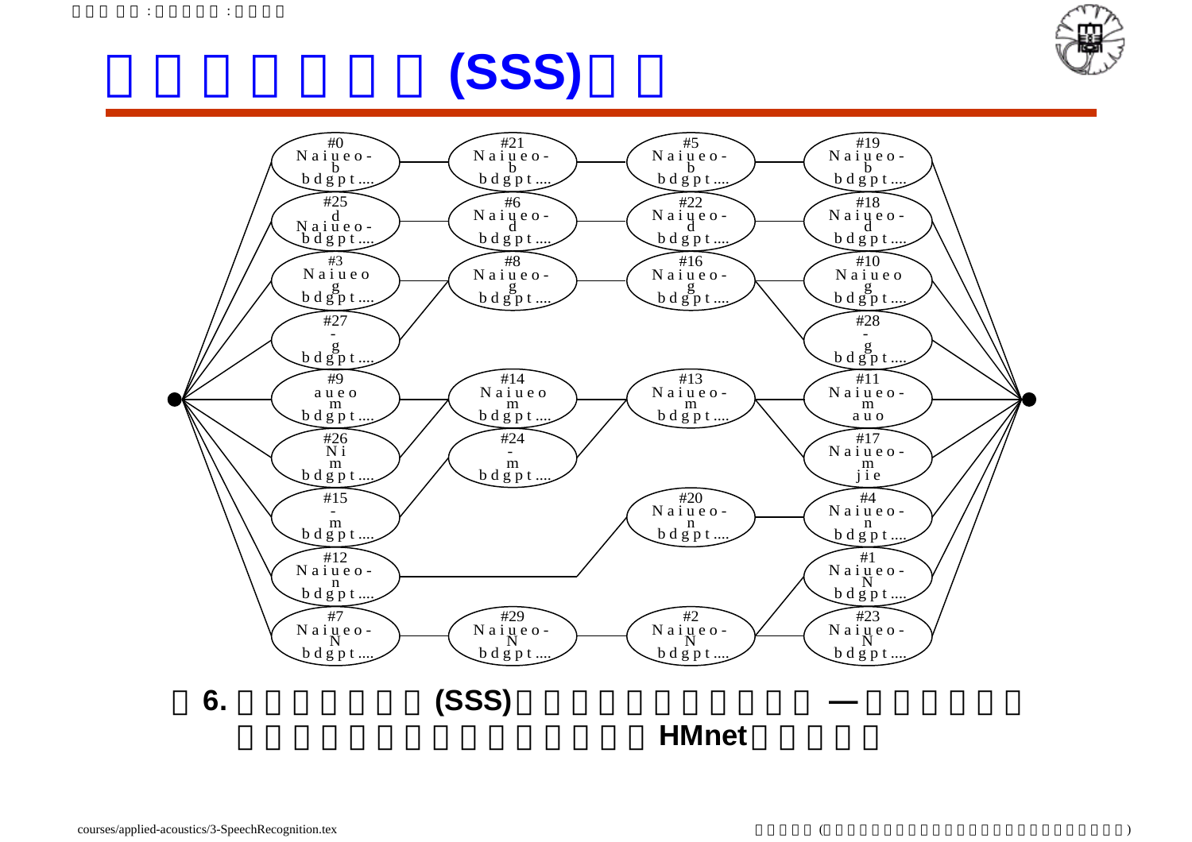# (SSS)

#0 Naiueo- b bdgpt....
#21 Naiueo- b bdgpt....
#5 Naiueo- b bdgpt....
#19 Naiueo- b bdgpt....
#25 d Naiueo- bdgpt....
#6 Naiueo- d bdgpt....
#22 Naiueo- d bdgpt....
#18 Naiueo- d bdgpt....
#3 Naiueo g bdgpt....
#8 Naiueo- g bdgpt....
#16 Naiueo- g bdgpt....
#10 Naiueo g bdgpt....
#27 - g bdgpt....
#28 - g bdgpt....
#9 aueo m bdgpt....
#14 Naiueo m bdgpt....
#13 Naiueo- m bdgpt....
#11 Naiueo- m auo
#26 Ni m bdgpt....
#24 - m bdgpt....
#17 Naiueo- m jie
#15 - m bdgpt....
#20 Naiueo- n bdgpt....
#4 Naiueo- n bdgpt....
#12 Naiueo- n bdgpt....
#1 Naiueo- N bdgpt....
#7 Naiueo- N bdgpt....
#29 Naiueo- N bdgpt....
#2 Naiueo- N bdgpt....
#23 Naiueo- N bdgpt....

**6. (SSS) — HMnet**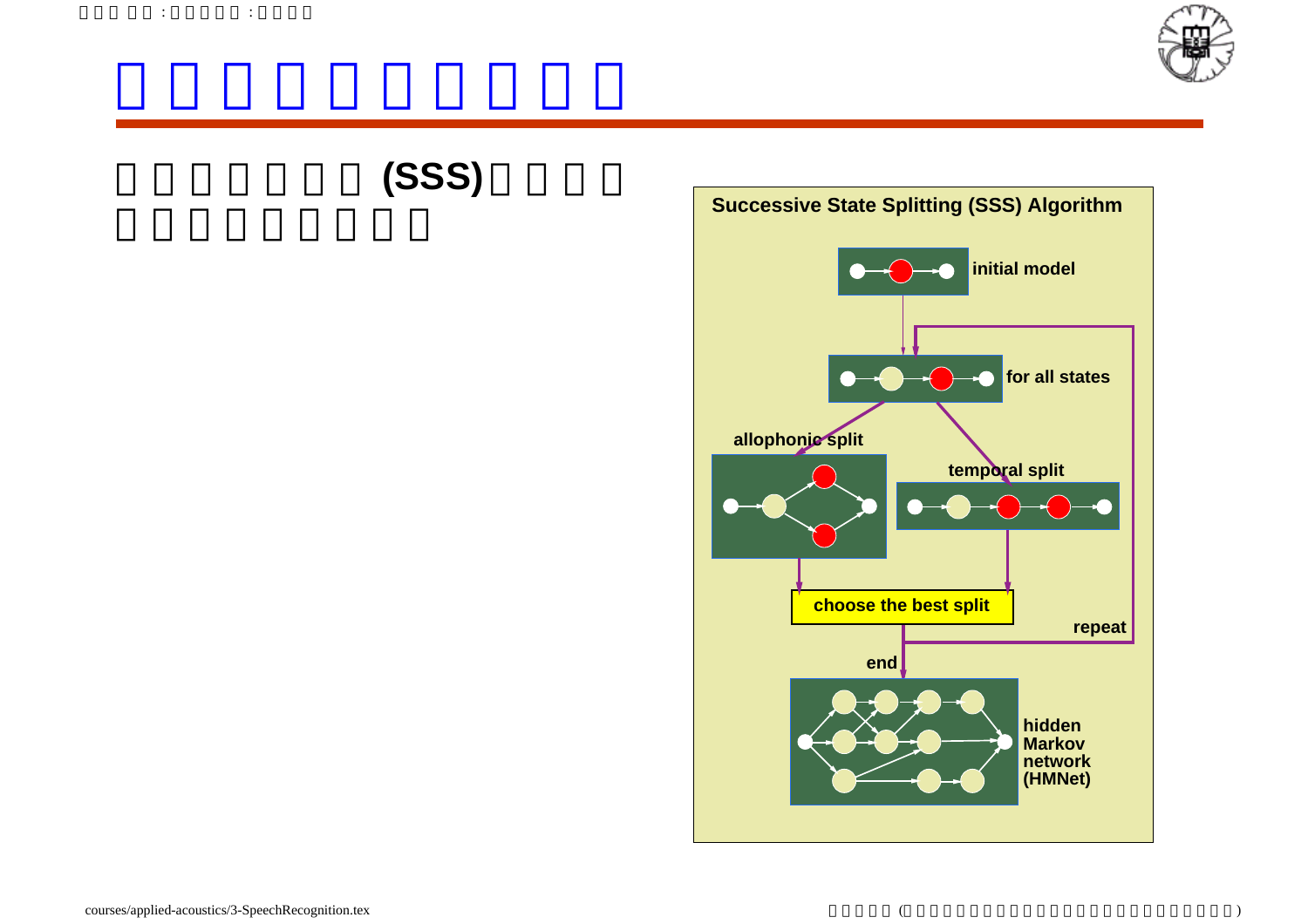(SSS)

**Successive State Splitting (SSS) Algorithm**

- initial model
- for all states
- allophonic split
- temporal split
- choose the best split
- repeat
- end
- hidden Markov network (HMNet)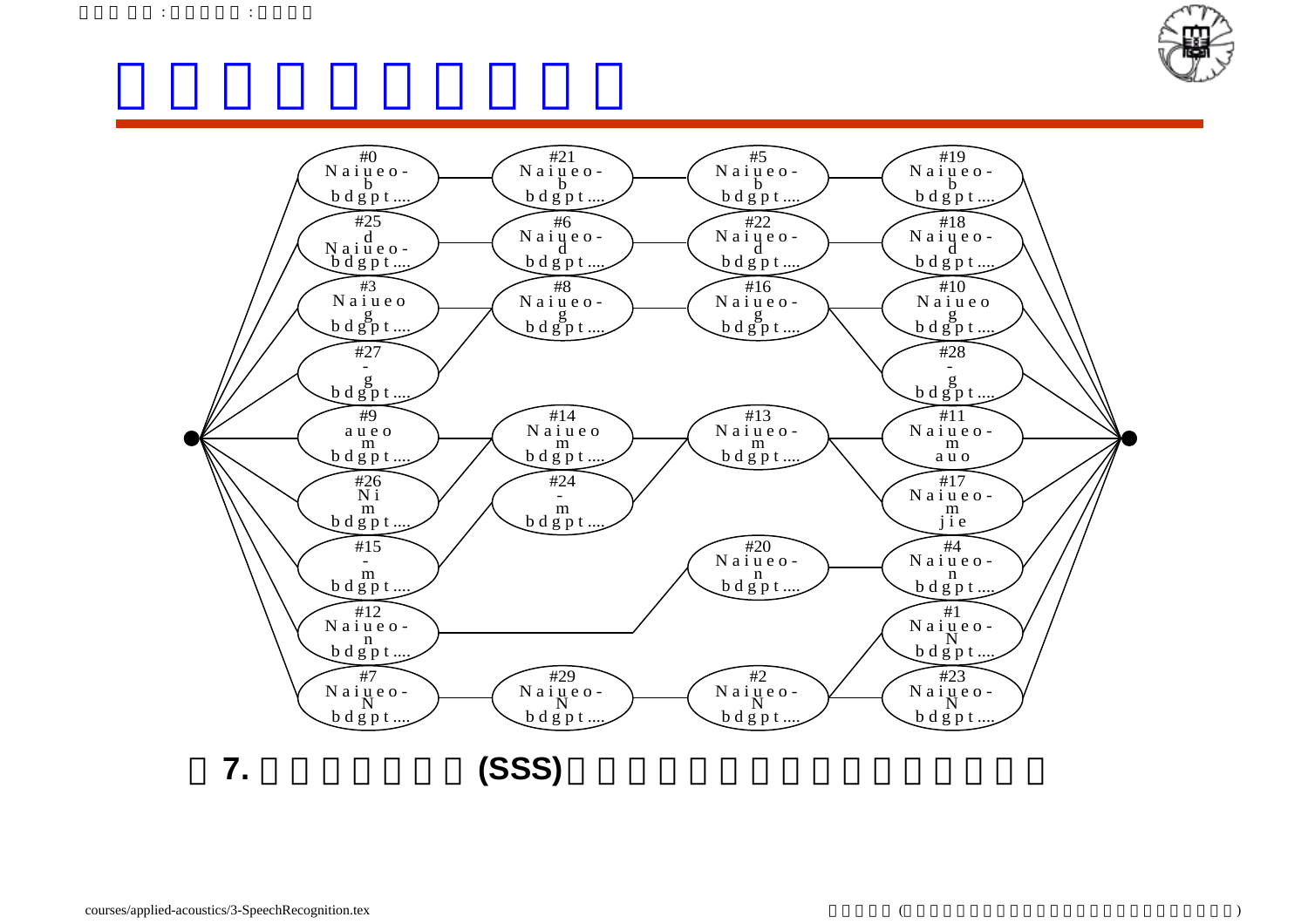| | | | |
|---|---|---|---|
| #0 Naiueo- b bdgpt.... | #21 Naiueo- b bdgpt.... | #5 Naiueo- b bdgpt.... | #19 Naiueo- b bdgpt.... |
| #25 d Naiueo- bdgpt.... | #6 Naiueo- d bdgpt.... | #22 Naiueo- d bdgpt.... | #18 Naiueo- d bdgpt.... |
| #3 Naiueo g bdgpt.... | #8 Naiueo- g bdgpt.... | #16 Naiueo- g bdgpt.... | #10 Naiueo g bdgpt.... |
| #27 - g bdgpt.... | | | #28 - g bdgpt.... |
| #9 aueo m bdgpt.... | #14 Naiueo m bdgpt.... | #13 Naiueo- m bdgpt.... | #11 Naiueo- m auo |
| #26 Ni m bdgpt.... | #24 - m bdgpt.... | | #17 Naiueo- m jie |
| #15 - m bdgpt.... | | #20 Naiueo- n bdgpt.... | #4 Naiueo- n bdgpt.... |
| #12 Naiueo- n bdgpt.... | | | #1 Naiueo- N bdgpt.... |
| #7 Naiueo- N bdgpt.... | #29 Naiueo- N bdgpt.... | #2 Naiueo- N bdgpt.... | #23 Naiueo- N bdgpt.... |

**7.** **(SSS)**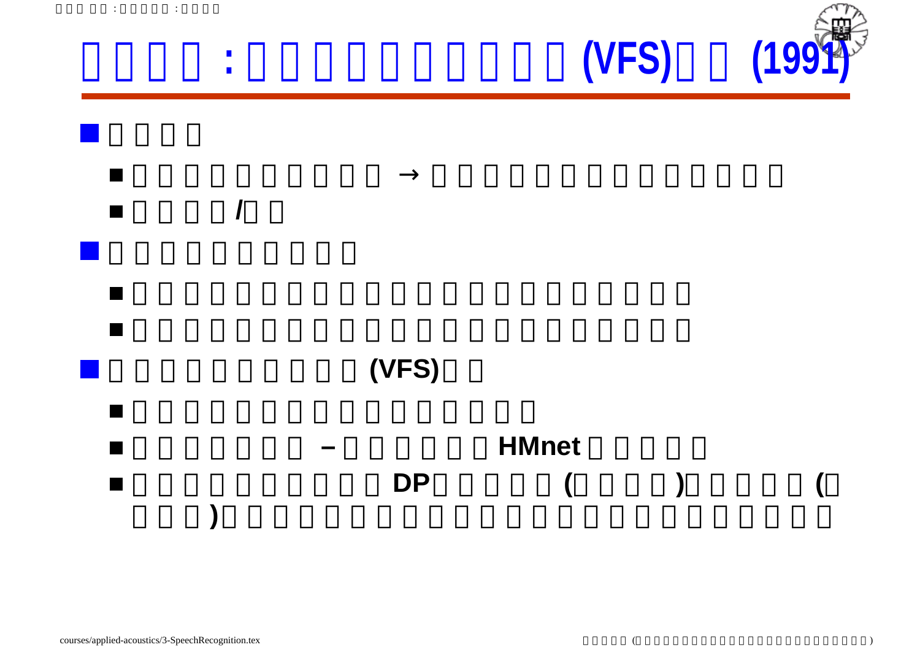# : (VFS) (1991)

- 
  - →
  - /
- 
  - 
  - 
- (VFS)
  - 
  - – HMnet
  - DP ( ) ( )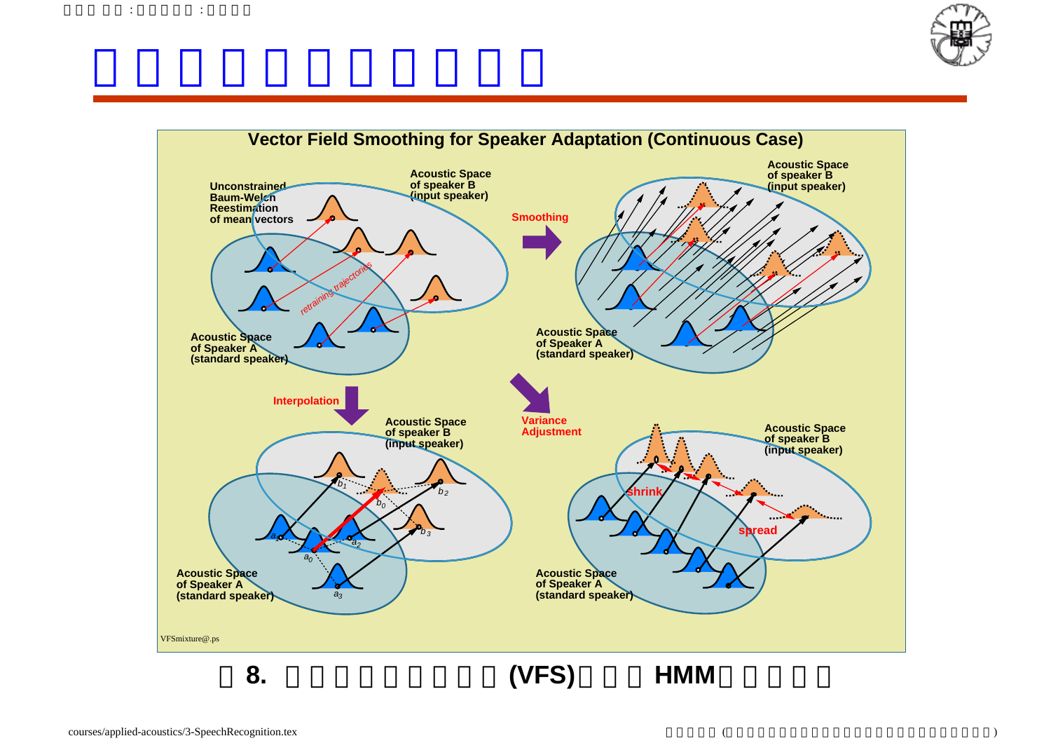**Vector Field Smoothing for Speaker Adaptation (Continuous Case)**

Unconstrained Baum-Welch Reestimation of mean vectors

Acoustic Space of speaker B (input speaker)

*retraining trajectories*

Acoustic Space of Speaker A (standard speaker)

Smoothing

Acoustic Space of speaker B (input speaker)

Acoustic Space of Speaker A (standard speaker)

Interpolation

Acoustic Space of speaker B (input speaker)

$b_1$ $b_0$ $b_2$ $b_3$

$a_1$ $a_0$ $a_2$ $a_3$

Acoustic Space of Speaker A (standard speaker)

Variance Adjustment

Acoustic Space of speaker B (input speaker)

shrink

spread

Acoustic Space of Speaker A (standard speaker)

VFSmixture@.ps

8. (VFS) HMM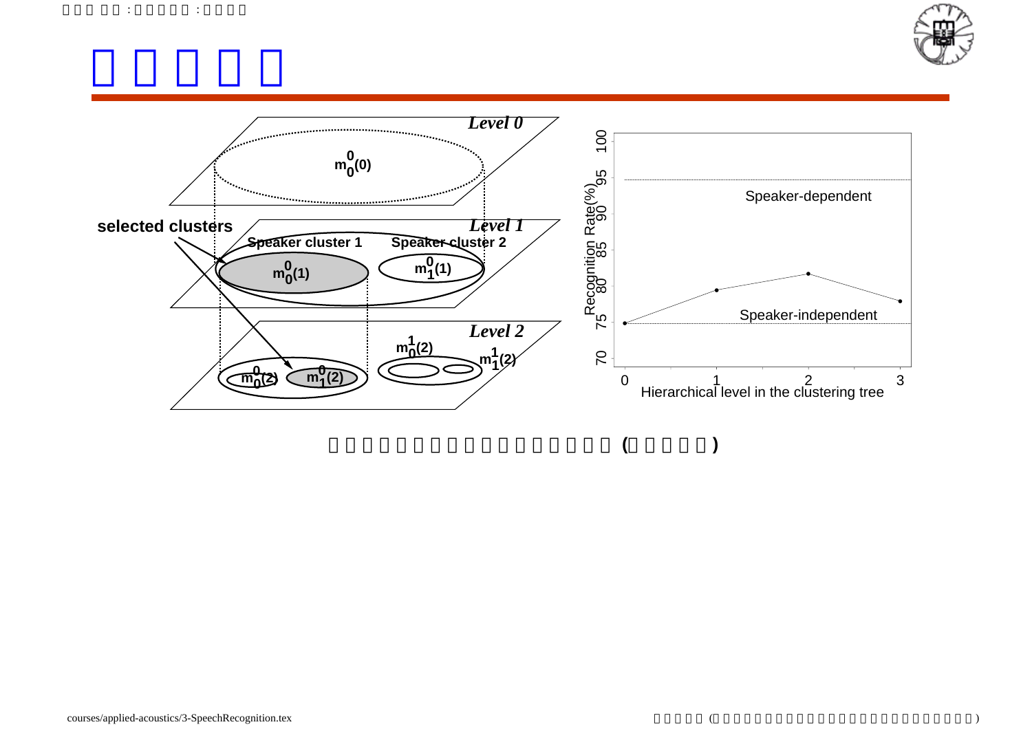Level 0

$m_0^0(0)$

selected clusters

Level 1

Speaker cluster 1 Speaker cluster 2

$m_0^0(1)$ $m_1^0(1)$

Level 2

$m_0^1(2)$ $m_1^1(2)$

$m_0^0(2)$ $m_1^0(2)$

Recognition Rate(%)

100 95 90 85 80 75 70

Speaker-dependent

Speaker-independent

0 1 2 3

Hierarchical level in the clustering tree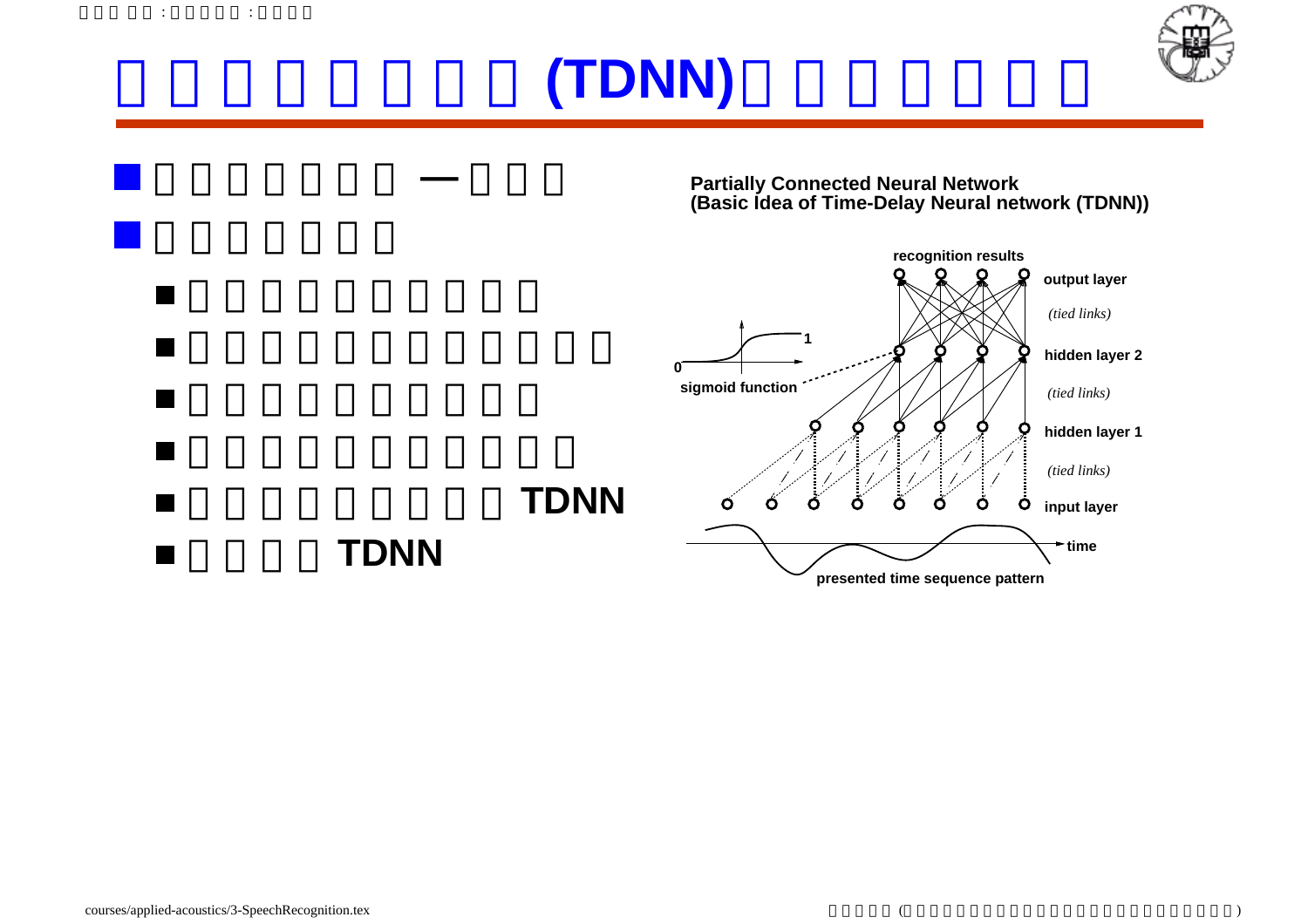# (TDNN)

- —
- 
  - 
  - 
  - 
  - 
  - TDNN
  - TDNN

**Partially Connected Neural Network**
**(Basic Idea of Time-Delay Neural network (TDNN))**

recognition results

output layer

*(tied links)*

hidden layer 2

*(tied links)*

hidden layer 1

*(tied links)*

input layer

sigmoid function

0

1

time

presented time sequence pattern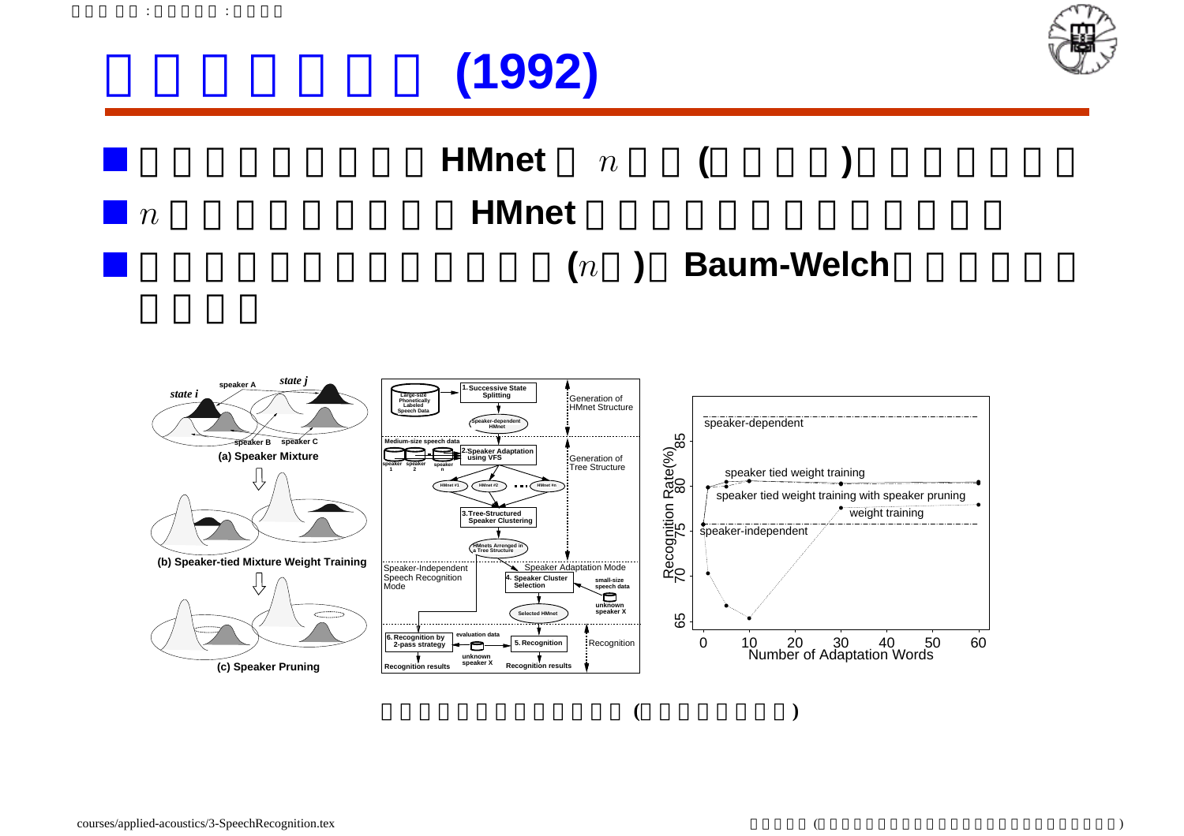# □□□□□□□ (1992)

- □□□□□□□□□□□ HMnet □ $n$ □□ (□□□□) □□□□□□
- $n$ □□□□□□□□□□ HMnet □□□□□□□□□□□□□□□
- □□□□□□□□□□□□□□□□ ($n$□) □ Baum-Welch □□□□□□□□□

□□□□□□□□□□□□□□ (□□□□□□□)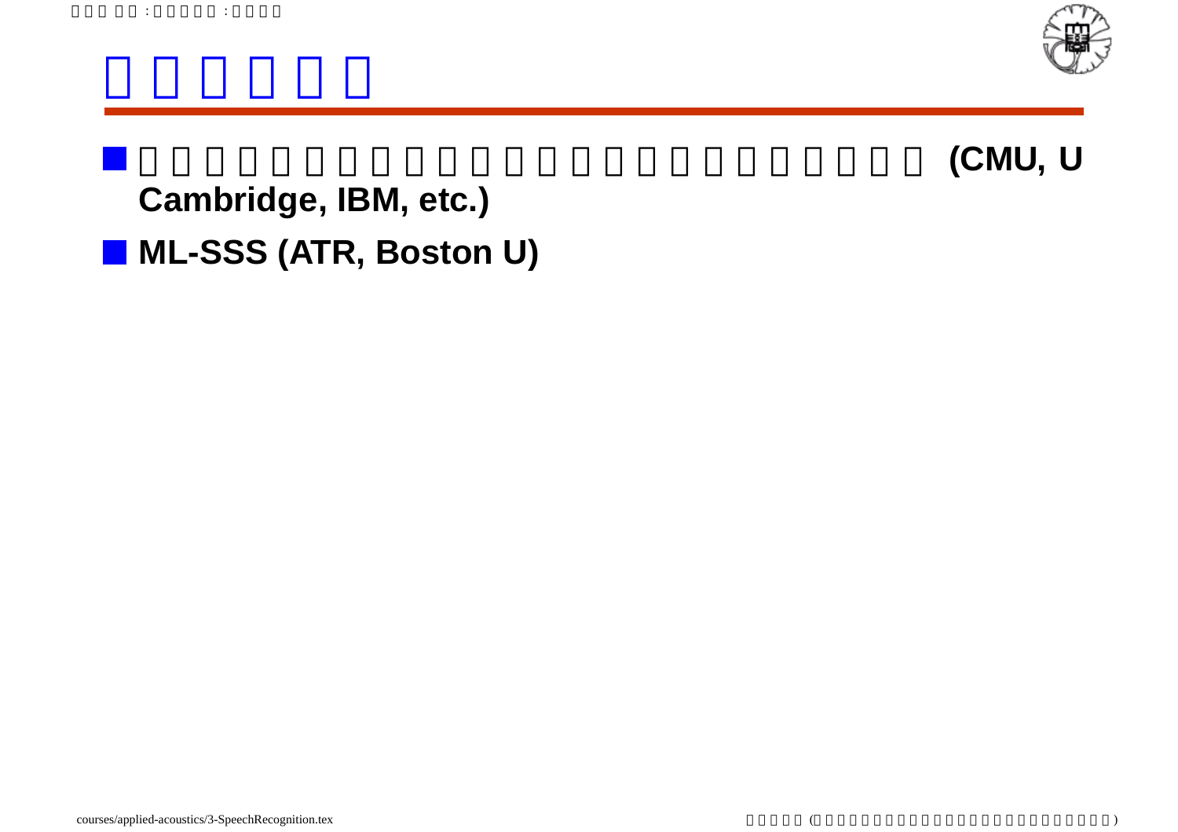- (CMU, U Cambridge, IBM, etc.)
- **ML-SSS (ATR, Boston U)**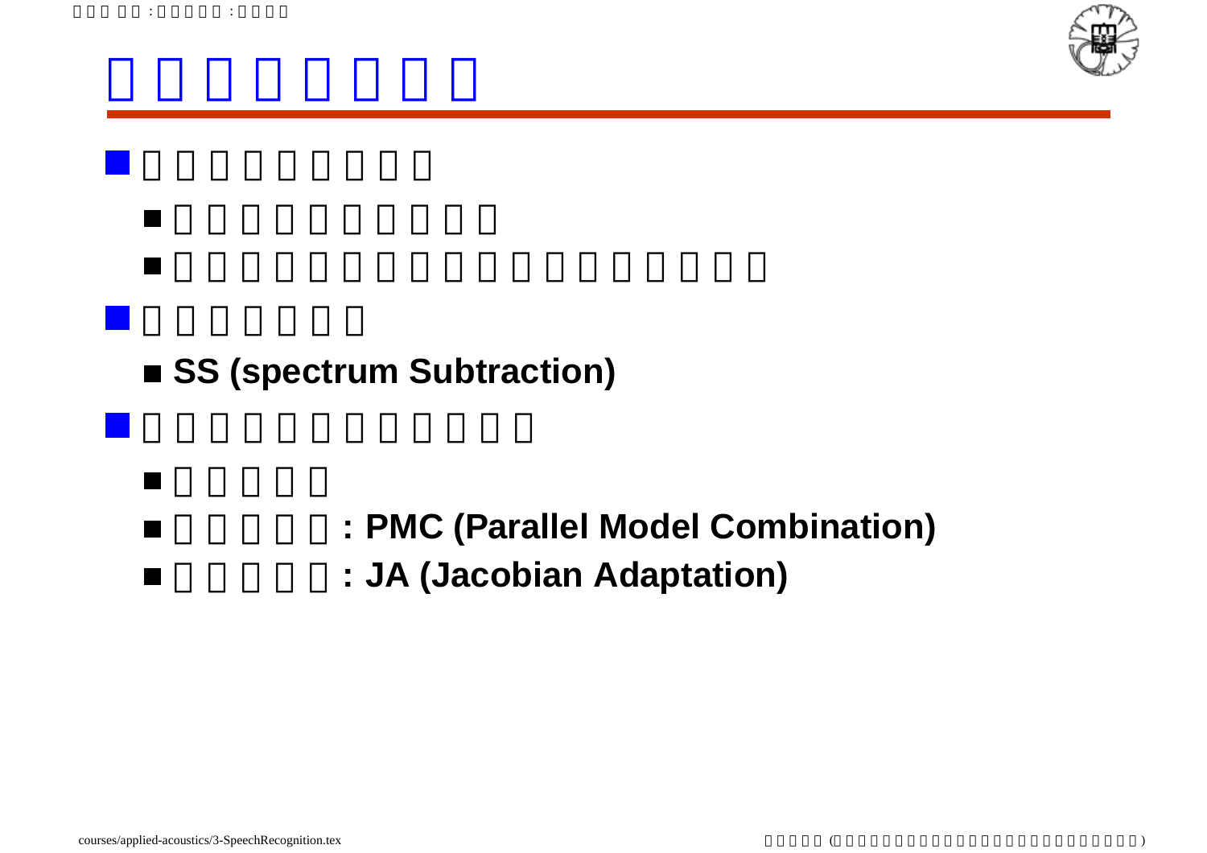- SS (spectrum Subtraction)
- : PMC (Parallel Model Combination)
- : JA (Jacobian Adaptation)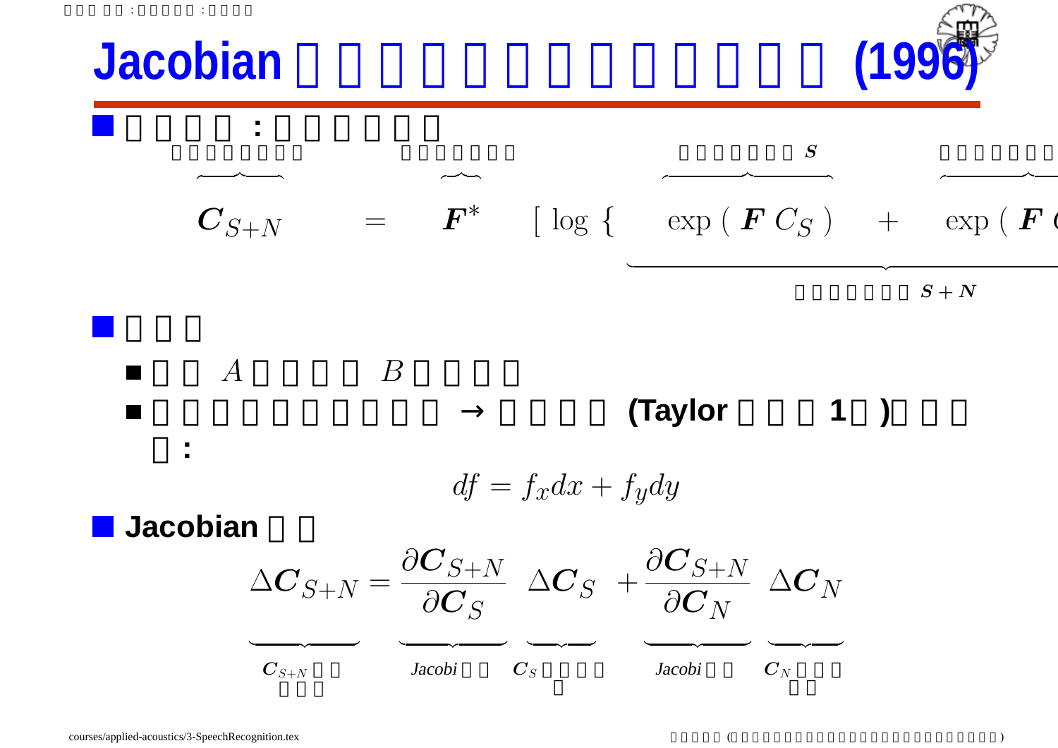# Jacobian (1996)

- :

$$\underbrace{\boldsymbol{C}_{S+N}} = \underbrace{\boldsymbol{F}^{*}} \left[ \log \left\{ \underbrace{\exp\left( \boldsymbol{F}\, C_S \right)}_{S} + \underbrace{\exp\left( \boldsymbol{F}\, \ldots \right.} \right. \right.$$

$S+N$

- $A$ $B$
  - → (Taylor 1 )
  - :

$$df = f_x dx + f_y dy$$

- **Jacobian**

$$\underbrace{\Delta \boldsymbol{C}_{S+N}}_{\boldsymbol{C}_{S+N}} = \underbrace{\frac{\partial \boldsymbol{C}_{S+N}}{\partial \boldsymbol{C}_S}}_{Jacobi} \underbrace{\Delta \boldsymbol{C}_S}_{\boldsymbol{C}_S} + \underbrace{\frac{\partial \boldsymbol{C}_{S+N}}{\partial \boldsymbol{C}_N}}_{Jacobi} \underbrace{\Delta \boldsymbol{C}_N}_{\boldsymbol{C}_N}$$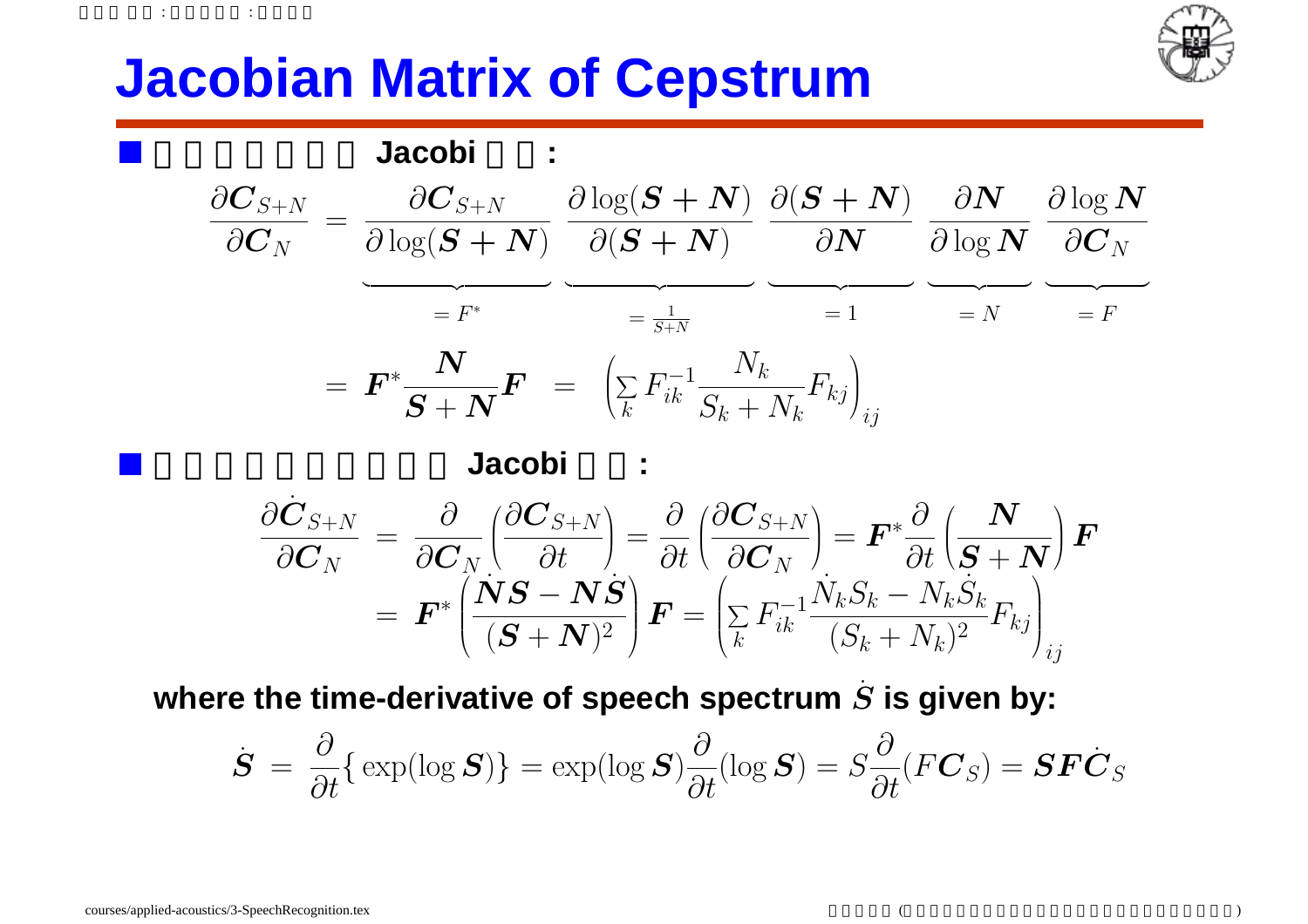# Jacobian Matrix of Cepstrum

- Jacobi :

$$
\frac{\partial \boldsymbol{C}_{S+N}}{\partial \boldsymbol{C}_N} = \underbrace{\frac{\partial \boldsymbol{C}_{S+N}}{\partial \log(\boldsymbol{S}+\boldsymbol{N})}}_{=F^*} \underbrace{\frac{\partial \log(\boldsymbol{S}+\boldsymbol{N})}{\partial(\boldsymbol{S}+\boldsymbol{N})}}_{=\frac{1}{S+N}} \underbrace{\frac{\partial(\boldsymbol{S}+\boldsymbol{N})}{\partial \boldsymbol{N}}}_{=1} \underbrace{\frac{\partial \boldsymbol{N}}{\partial \log \boldsymbol{N}}}_{=N} \underbrace{\frac{\partial \log \boldsymbol{N}}{\partial \boldsymbol{C}_N}}_{=F}
$$

$$
= \boldsymbol{F}^* \frac{\boldsymbol{N}}{\boldsymbol{S}+\boldsymbol{N}} \boldsymbol{F} = \left( \sum_k F_{ik}^{-1} \frac{N_k}{S_k+N_k} F_{kj} \right)_{ij}
$$

- Jacobi :

$$
\frac{\partial \dot{\boldsymbol{C}}_{S+N}}{\partial \boldsymbol{C}_N} = \frac{\partial}{\partial \boldsymbol{C}_N}\left(\frac{\partial \boldsymbol{C}_{S+N}}{\partial t}\right) = \frac{\partial}{\partial t}\left(\frac{\partial \boldsymbol{C}_{S+N}}{\partial \boldsymbol{C}_N}\right) = \boldsymbol{F}^* \frac{\partial}{\partial t}\left(\frac{\boldsymbol{N}}{\boldsymbol{S}+\boldsymbol{N}}\right)\boldsymbol{F}
$$

$$
= \boldsymbol{F}^* \left( \frac{\dot{\boldsymbol{N}}\boldsymbol{S} - \boldsymbol{N}\dot{\boldsymbol{S}}}{(\boldsymbol{S}+\boldsymbol{N})^2} \right) \boldsymbol{F} = \left( \sum_k F_{ik}^{-1} \frac{\dot{N}_k S_k - N_k \dot{S}_k}{(S_k+N_k)^2} F_{kj} \right)_{ij}
$$

**where the time-derivative of speech spectrum $\dot{S}$ is given by:**

$$
\dot{\boldsymbol{S}} = \frac{\partial}{\partial t}\{\exp(\log \boldsymbol{S})\} = \exp(\log \boldsymbol{S}) \frac{\partial}{\partial t}(\log \boldsymbol{S}) = S \frac{\partial}{\partial t}(F\boldsymbol{C}_S) = \boldsymbol{S}\boldsymbol{F}\dot{\boldsymbol{C}}_S
$$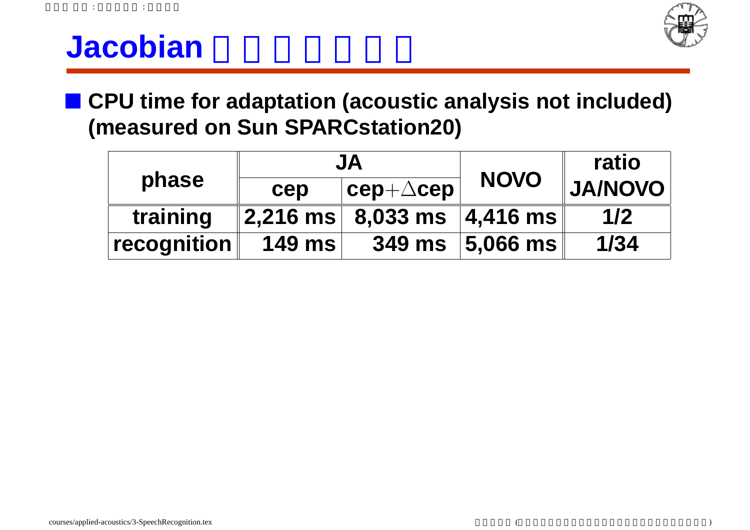# Jacobian □□□□□□□

- **CPU time for adaptation (acoustic analysis not included) (measured on Sun SPARCstation20)**

| phase | JA | | NOVO | ratio JA/NOVO |
|---|---|---|---|---|
| | cep | cep+$\triangle$cep | | |
| training | 2,216 ms | 8,033 ms | 4,416 ms | 1/2 |
| recognition | 149 ms | 349 ms | 5,066 ms | 1/34 |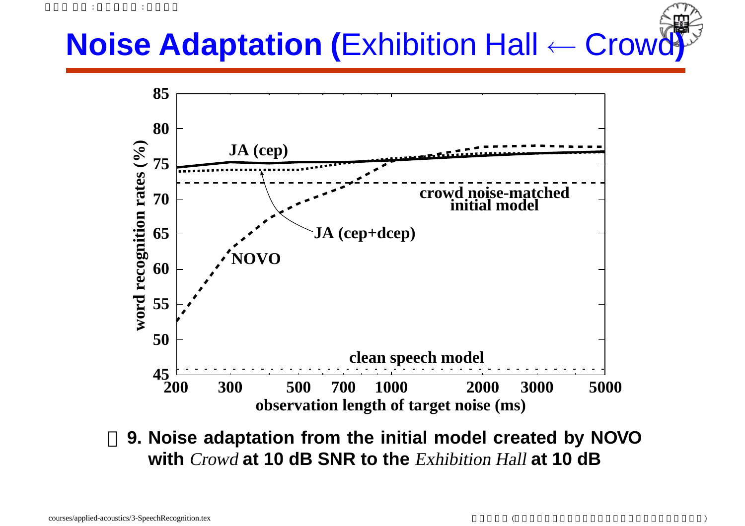# Noise Adaptation (Exhibition Hall ← Crowd)

9. Noise adaptation from the initial model created by NOVO with *Crowd* at 10 dB SNR to the *Exhibition Hall* at 10 dB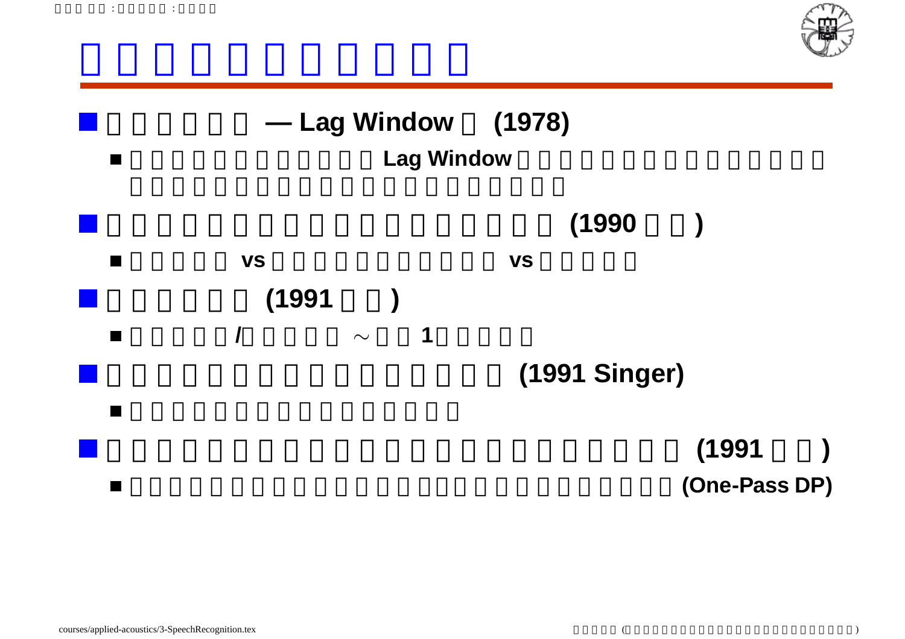- — Lag Window (1978)
  - Lag Window
- (1990 )
  - vs vs
- (1991 )
  - / ∼ 1
- (1991 Singer)
- (1991 )
  - (One-Pass DP)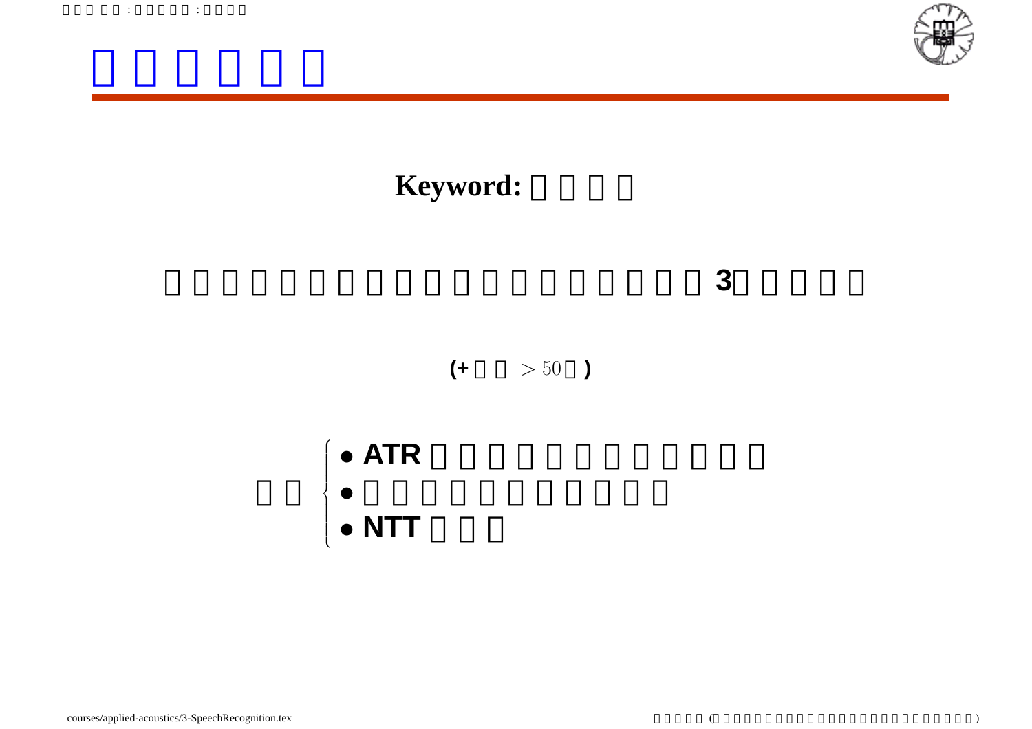# □□□□□□

**Keyword:** □□□□

□□□□□□□□□□□□□□□□□□□3□□□□□

(+□□ $> 50$□)

□□
- ATR□□□□□□□□□□□□
- □□□□□□□□□□□
- NTT□□□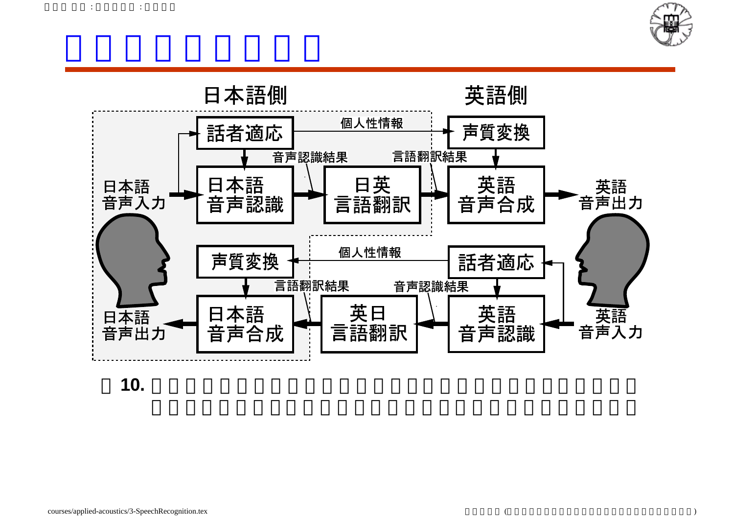**日本語側** | **英語側**

日本語音声入力 → 話者適応 → 個人性情報 → 声質変換

日本語音声入力 → 日本語音声認識 → 音声認識結果 → 日英言語翻訳 → 言語翻訳結果 → 英語音声合成 → 英語音声出力

英語音声入力 → 話者適応 → 個人性情報 → 声質変換

英語音声入力 → 英語音声認識 → 音声認識結果 → 英日言語翻訳 → 言語翻訳結果 → 日本語音声合成 → 日本語音声出力

10.